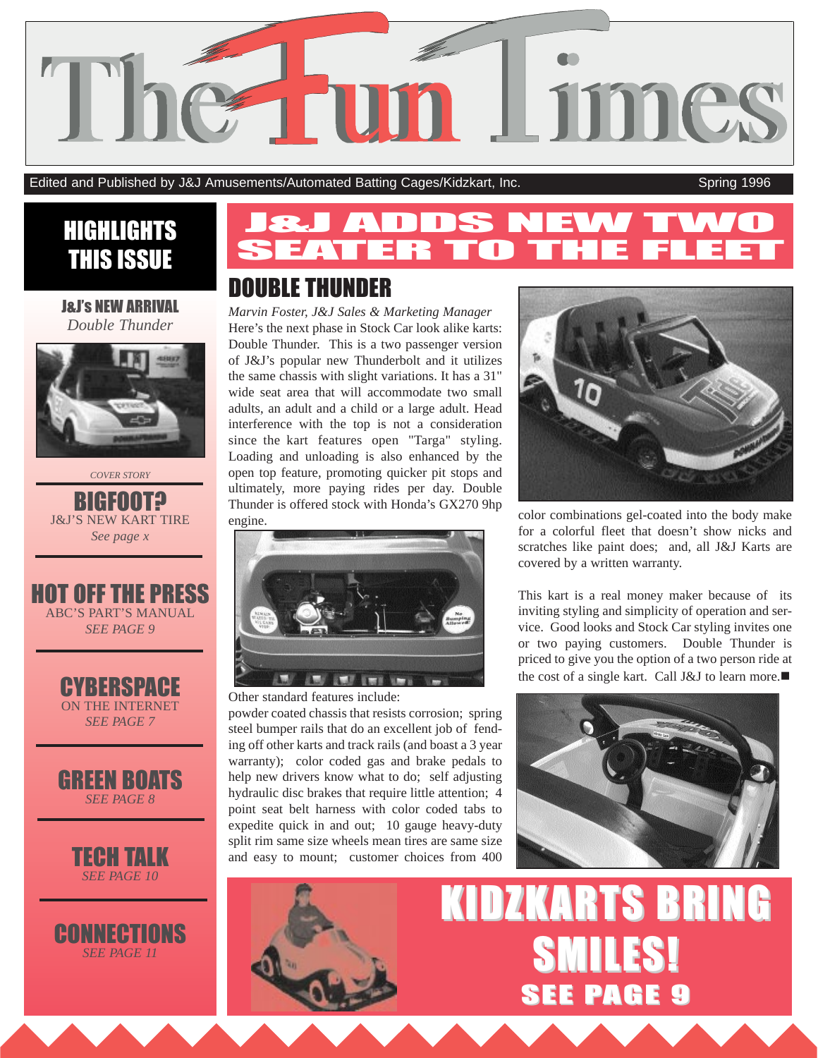# The Fun Times

Edited and Published by J&J Amusements/Automated Batting Cages/Kidzkart, Inc. Spring 1996

## HIGHLIGHTS THIS ISSUE

**J&J's NEW ARRIVAL**
*Double Thunder*

*COVER STORY*

**BIGFOOT?**
J&J'S NEW KART TIRE
*See page x*

**HOT OFF THE PRESS**
ABC'S PART'S MANUAL
*SEE PAGE 9*

**CYBERSPACE**
ON THE INTERNET
*SEE PAGE 7*

**GREEN BOATS**
*SEE PAGE 8*

**TECH TALK**
*SEE PAGE 10*

**CONNECTIONS**
*SEE PAGE 11*

# J&J ADDS NEW TWO SEATER TO THE FLEET

## DOUBLE THUNDER

*Marvin Foster, J&J Sales & Marketing Manager*

Here's the next phase in Stock Car look alike karts: Double Thunder. This is a two passenger version of J&J's popular new Thunderbolt and it utilizes the same chassis with slight variations. It has a 31" wide seat area that will accommodate two small adults, an adult and a child or a large adult. Head interference with the top is not a consideration since the kart features open "Targa" styling. Loading and unloading is also enhanced by the open top feature, promoting quicker pit stops and ultimately, more paying rides per day. Double Thunder is offered stock with Honda's GX270 9hp engine.

Other standard features include:
powder coated chassis that resists corrosion; spring steel bumper rails that do an excellent job of fending off other karts and track rails (and boast a 3 year warranty); color coded gas and brake pedals to help new drivers know what to do; self adjusting hydraulic disc brakes that require little attention; 4 point seat belt harness with color coded tabs to expedite quick in and out; 10 gauge heavy-duty split rim same size wheels mean tires are same size and easy to mount; customer choices from 400 color combinations gel-coated into the body make for a colorful fleet that doesn't show nicks and scratches like paint does; and, all J&J Karts are covered by a written warranty.

This kart is a real money maker because of its inviting styling and simplicity of operation and service. Good looks and Stock Car styling invites one or two paying customers. Double Thunder is priced to give you the option of a two person ride at the cost of a single kart. Call J&J to learn more.■

# KIDZKARTS BRING SMILES!

**SEE PAGE 9**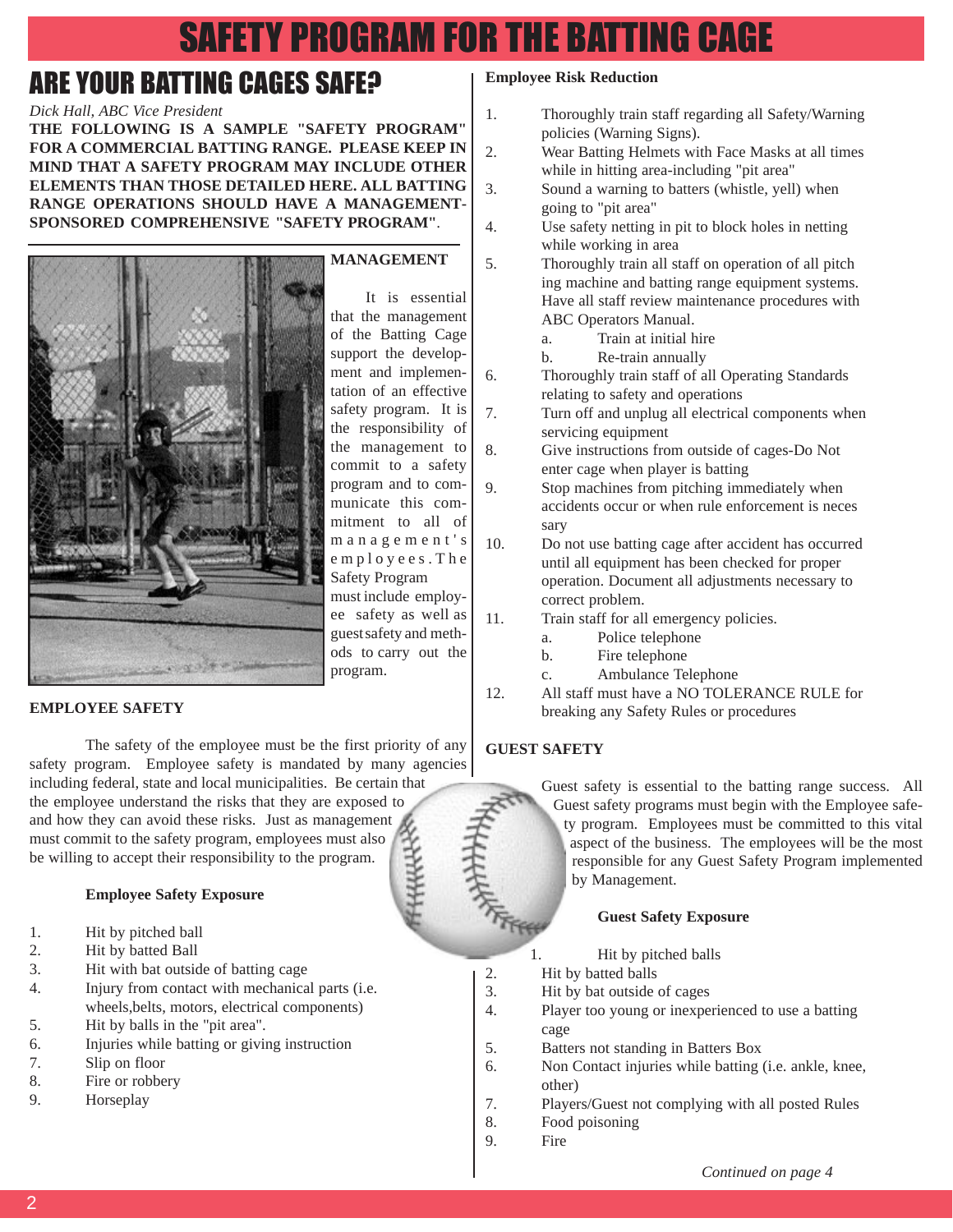# SAFETY PROGRAM FOR THE BATTING CAGE

## ARE YOUR BATTING CAGES SAFE?

*Dick Hall, ABC Vice President*

**THE FOLLOWING IS A SAMPLE "SAFETY PROGRAM" FOR A COMMERCIAL BATTING RANGE. PLEASE KEEP IN MIND THAT A SAFETY PROGRAM MAY INCLUDE OTHER ELEMENTS THAN THOSE DETAILED HERE. ALL BATTING RANGE OPERATIONS SHOULD HAVE A MANAGEMENT-SPONSORED COMPREHENSIVE "SAFETY PROGRAM"**.

**MANAGEMENT**

It is essential that the management of the Batting Cage support the development and implementation of an effective safety program. It is the responsibility of the management to commit to a safety program and to communicate this commitment to all of management's employees. The Safety Program must include employee safety as well as guest safety and methods to carry out the program.

**EMPLOYEE SAFETY**

The safety of the employee must be the first priority of any safety program. Employee safety is mandated by many agencies including federal, state and local municipalities. Be certain that the employee understand the risks that they are exposed to and how they can avoid these risks. Just as management must commit to the safety program, employees must also be willing to accept their responsibility to the program.

**Employee Safety Exposure**

1. Hit by pitched ball
2. Hit by batted Ball
3. Hit with bat outside of batting cage
4. Injury from contact with mechanical parts (i.e. wheels,belts, motors, electrical components)
5. Hit by balls in the "pit area".
6. Injuries while batting or giving instruction
7. Slip on floor
8. Fire or robbery
9. Horseplay

**Employee Risk Reduction**

1. Thoroughly train staff regarding all Safety/Warning policies (Warning Signs).
2. Wear Batting Helmets with Face Masks at all times while in hitting area-including "pit area"
3. Sound a warning to batters (whistle, yell) when going to "pit area"
4. Use safety netting in pit to block holes in netting while working in area
5. Thoroughly train all staff on operation of all pitching machine and batting range equipment systems. Have all staff review maintenance procedures with ABC Operators Manual.
   a. Train at initial hire
   b. Re-train annually
6. Thoroughly train staff of all Operating Standards relating to safety and operations
7. Turn off and unplug all electrical components when servicing equipment
8. Give instructions from outside of cages-Do Not enter cage when player is batting
9. Stop machines from pitching immediately when accidents occur or when rule enforcement is necessary
10. Do not use batting cage after accident has occurred until all equipment has been checked for proper operation. Document all adjustments necessary to correct problem.
11. Train staff for all emergency policies.
    a. Police telephone
    b. Fire telephone
    c. Ambulance Telephone
12. All staff must have a NO TOLERANCE RULE for breaking any Safety Rules or procedures

**GUEST SAFETY**

Guest safety is essential to the batting range success. All Guest safety programs must begin with the Employee safety program. Employees must be committed to this vital aspect of the business. The employees will be the most responsible for any Guest Safety Program implemented by Management.

**Guest Safety Exposure**

1. Hit by pitched balls
2. Hit by batted balls
3. Hit by bat outside of cages
4. Player too young or inexperienced to use a batting cage
5. Batters not standing in Batters Box
6. Non Contact injuries while batting (i.e. ankle, knee, other)
7. Players/Guest not complying with all posted Rules
8. Food poisoning
9. Fire

*Continued on page 4*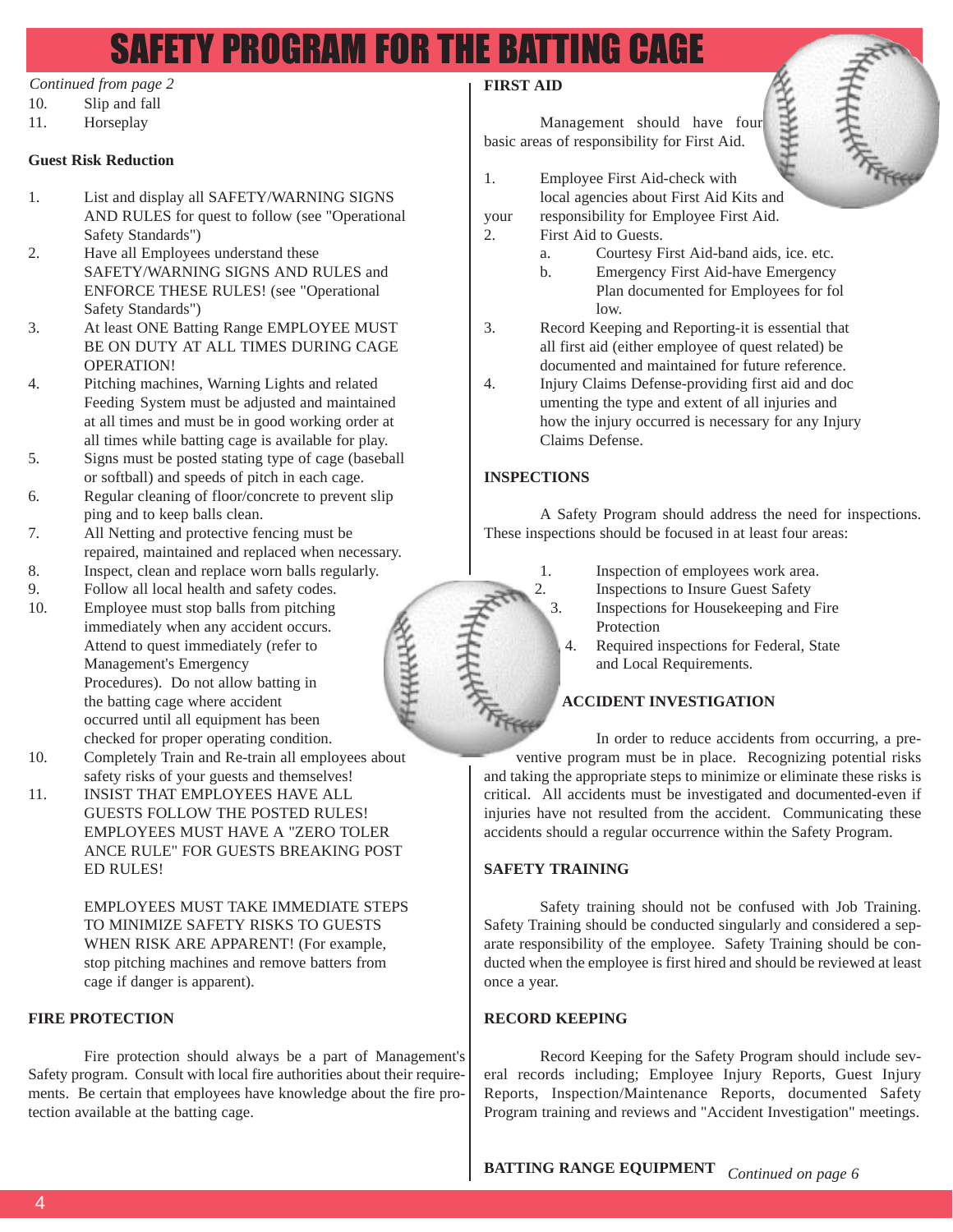# SAFETY PROGRAM FOR THE BATTING CAGE

*Continued from page 2*

10. Slip and fall
11. Horseplay

**Guest Risk Reduction**

1. List and display all SAFETY/WARNING SIGNS AND RULES for quest to follow (see "Operational Safety Standards")
2. Have all Employees understand these SAFETY/WARNING SIGNS AND RULES and ENFORCE THESE RULES! (see "Operational Safety Standards")
3. At least ONE Batting Range EMPLOYEE MUST BE ON DUTY AT ALL TIMES DURING CAGE OPERATION!
4. Pitching machines, Warning Lights and related Feeding System must be adjusted and maintained at all times and must be in good working order at all times while batting cage is available for play.
5. Signs must be posted stating type of cage (baseball or softball) and speeds of pitch in each cage.
6. Regular cleaning of floor/concrete to prevent slip ping and to keep balls clean.
7. All Netting and protective fencing must be repaired, maintained and replaced when necessary.
8. Inspect, clean and replace worn balls regularly.
9. Follow all local health and safety codes.
10. Employee must stop balls from pitching immediately when any accident occurs. Attend to quest immediately (refer to Management's Emergency Procedures). Do not allow batting in the batting cage where accident occurred until all equipment has been checked for proper operating condition.
10. Completely Train and Re-train all employees about safety risks of your guests and themselves!
11. INSIST THAT EMPLOYEES HAVE ALL GUESTS FOLLOW THE POSTED RULES! EMPLOYEES MUST HAVE A "ZERO TOLER ANCE RULE" FOR GUESTS BREAKING POST ED RULES!

    EMPLOYEES MUST TAKE IMMEDIATE STEPS TO MINIMIZE SAFETY RISKS TO GUESTS WHEN RISK ARE APPARENT! (For example, stop pitching machines and remove batters from cage if danger is apparent).

**FIRE PROTECTION**

Fire protection should always be a part of Management's Safety program. Consult with local fire authorities about their requirements. Be certain that employees have knowledge about the fire protection available at the batting cage.

**FIRST AID**

Management should have four basic areas of responsibility for First Aid.

1. Employee First Aid-check with your local agencies about First Aid Kits and responsibility for Employee First Aid.
2. First Aid to Guests.
   a. Courtesy First Aid-band aids, ice. etc.
   b. Emergency First Aid-have Emergency Plan documented for Employees for fol low.
3. Record Keeping and Reporting-it is essential that all first aid (either employee of quest related) be documented and maintained for future reference.
4. Injury Claims Defense-providing first aid and doc umenting the type and extent of all injuries and how the injury occurred is necessary for any Injury Claims Defense.

**INSPECTIONS**

A Safety Program should address the need for inspections. These inspections should be focused in at least four areas:

1. Inspection of employees work area.
2. Inspections to Insure Guest Safety
3. Inspections for Housekeeping and Fire Protection
4. Required inspections for Federal, State and Local Requirements.

**ACCIDENT INVESTIGATION**

In order to reduce accidents from occurring, a preventive program must be in place. Recognizing potential risks and taking the appropriate steps to minimize or eliminate these risks is critical. All accidents must be investigated and documented-even if injuries have not resulted from the accident. Communicating these accidents should a regular occurrence within the Safety Program.

**SAFETY TRAINING**

Safety training should not be confused with Job Training. Safety Training should be conducted singularly and considered a separate responsibility of the employee. Safety Training should be conducted when the employee is first hired and should be reviewed at least once a year.

**RECORD KEEPING**

Record Keeping for the Safety Program should include several records including; Employee Injury Reports, Guest Injury Reports, Inspection/Maintenance Reports, documented Safety Program training and reviews and "Accident Investigation" meetings.

**BATTING RANGE EQUIPMENT** *Continued on page 6*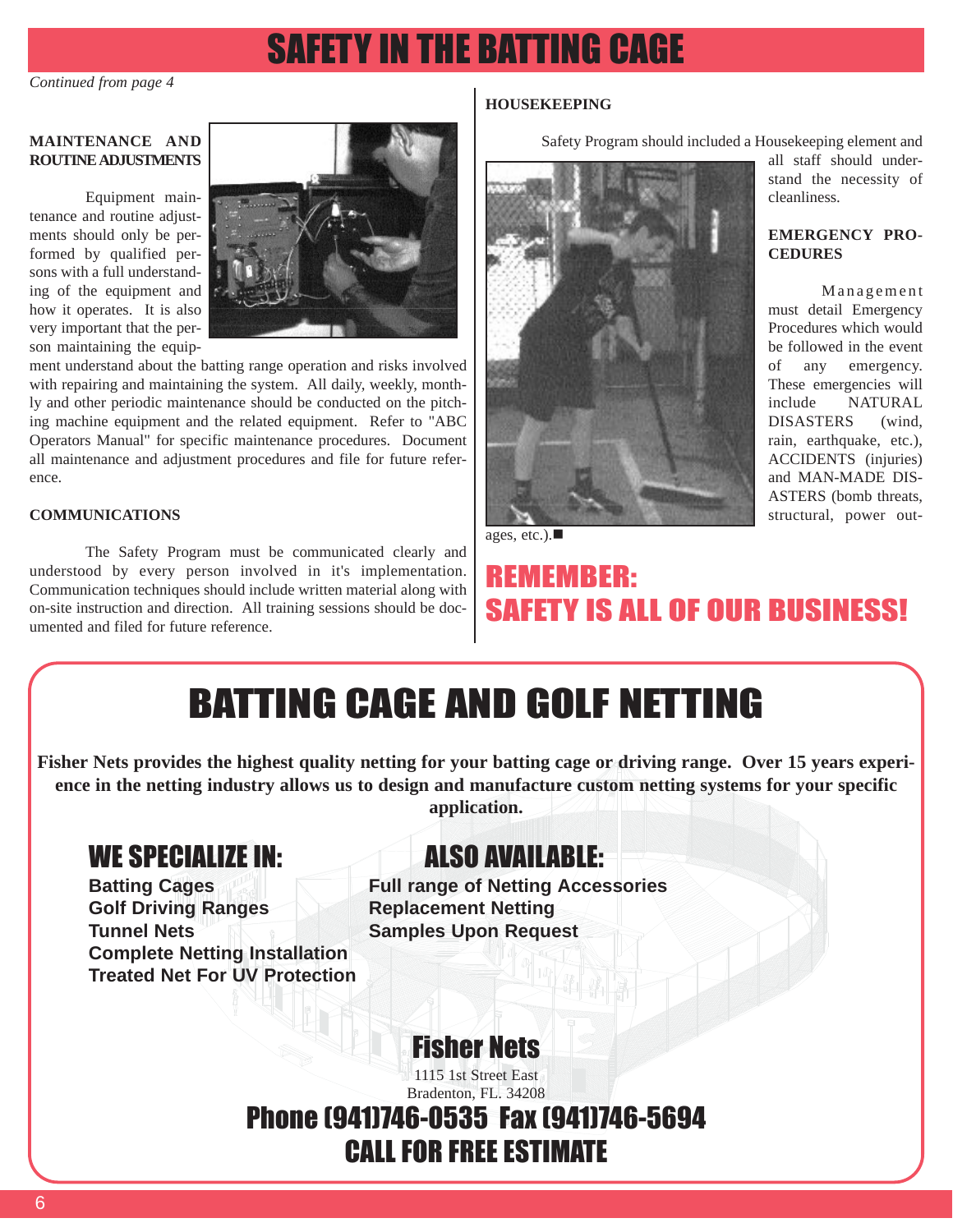# SAFETY IN THE BATTING CAGE

*Continued from page 4*

### MAINTENANCE AND ROUTINE ADJUSTMENTS

Equipment maintenance and routine adjustments should only be performed by qualified persons with a full understanding of the equipment and how it operates. It is also very important that the person maintaining the equipment understand about the batting range operation and risks involved with repairing and maintaining the system. All daily, weekly, monthly and other periodic maintenance should be conducted on the pitching machine equipment and the related equipment. Refer to "ABC Operators Manual" for specific maintenance procedures. Document all maintenance and adjustment procedures and file for future reference.

### COMMUNICATIONS

The Safety Program must be communicated clearly and understood by every person involved in it's implementation. Communication techniques should include written material along with on-site instruction and direction. All training sessions should be documented and filed for future reference.

### HOUSEKEEPING

Safety Program should included a Housekeeping element and all staff should understand the necessity of cleanliness.

### EMERGENCY PROCEDURES

Management must detail Emergency Procedures which would be followed in the event of any emergency. These emergencies will include NATURAL DISASTERS (wind, rain, earthquake, etc.), ACCIDENTS (injuries) and MAN-MADE DISASTERS (bomb threats, structural, power outages, etc.).■

## REMEMBER: SAFETY IS ALL OF OUR BUSINESS!

# BATTING CAGE AND GOLF NETTING

**Fisher Nets provides the highest quality netting for your batting cage or driving range. Over 15 years experience in the netting industry allows us to design and manufacture custom netting systems for your specific application.**

## WE SPECIALIZE IN:

**Batting Cages**
**Golf Driving Ranges**
**Tunnel Nets**
**Complete Netting Installation**
**Treated Net For UV Protection**

## ALSO AVAILABLE:

**Full range of Netting Accessories**
**Replacement Netting**
**Samples Upon Request**

## Fisher Nets

1115 1st Street East
Bradenton, FL. 34208

## Phone (941)746-0535 Fax (941)746-5694
## CALL FOR FREE ESTIMATE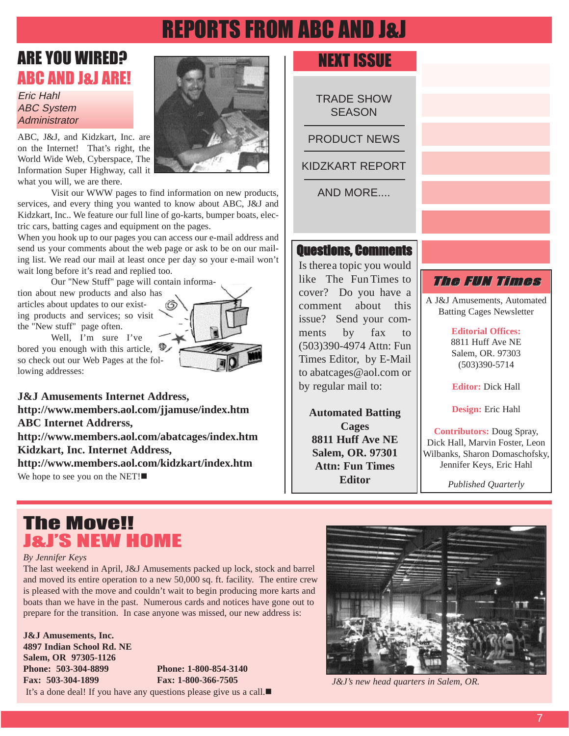# REPORTS FROM ABC AND J&J

## ARE YOU WIRED? ABC AND J&J ARE!

*Eric Hahl*
*ABC System Administrator*

ABC, J&J, and Kidzkart, Inc. are on the Internet! That's right, the World Wide Web, Cyberspace, The Information Super Highway, call it what you will, we are there.

Visit our WWW pages to find information on new products, services, and every thing you wanted to know about ABC, J&J and Kidzkart, Inc.. We feature our full line of go-karts, bumper boats, electric cars, batting cages and equipment on the pages.

When you hook up to our pages you can access our e-mail address and send us your comments about the web page or ask to be on our mailing list. We read our mail at least once per day so your e-mail won't wait long before it's read and replied too.

Our "New Stuff" page will contain information about new products and also has articles about updates to our existing products and services; so visit the "New stuff" page often.

Well, I'm sure I've bored you enough with this article, so check out our Web Pages at the following addresses:

**J&J Amusements Internet Address,**
**http://www.members.aol.com/jjamuse/index.htm**
**ABC Internet Addrerss,**
**http://www.members.aol.com/abatcages/index.htm**
**Kidzkart, Inc. Internet Address,**
**http://www.members.aol.com/kidzkart/index.htm**

We hope to see you on the NET!■

## NEXT ISSUE

TRADE SHOW SEASON

PRODUCT NEWS

KIDZKART REPORT

AND MORE....

## Questions, Comments

Is there a topic you would like The Fun Times to cover? Do you have a comment about this issue? Send your comments by fax to (503)390-4974 Attn: Fun Times Editor, by E-Mail to abatcages@aol.com or by regular mail to:

**Automated Batting Cages**
**8811 Huff Ave NE**
**Salem, OR. 97301**
**Attn: Fun Times Editor**

## The FUN Times

A J&J Amusements, Automated Batting Cages Newsletter

**Editorial Offices:**
8811 Huff Ave NE
Salem, OR. 97303
(503)390-5714

**Editor:** Dick Hall

**Design:** Eric Hahl

**Contributors:** Doug Spray, Dick Hall, Marvin Foster, Leon Wilbanks, Sharon Domaschofsky, Jennifer Keys, Eric Hahl

*Published Quarterly*

## The Move!! J&J'S NEW HOME

*By Jennifer Keys*

The last weekend in April, J&J Amusements packed up lock, stock and barrel and moved its entire operation to a new 50,000 sq. ft. facility. The entire crew is pleased with the move and couldn't wait to begin producing more karts and boats than we have in the past. Numerous cards and notices have gone out to prepare for the transition. In case anyone was missed, our new address is:

**J&J Amusements, Inc.**
**4897 Indian School Rd. NE**
**Salem, OR 97305-1126**
**Phone: 503-304-8899** **Phone: 1-800-854-3140**
**Fax: 503-304-1899** **Fax: 1-800-366-7505**

It's a done deal! If you have any questions please give us a call.■

*J&J's new head quarters in Salem, OR.*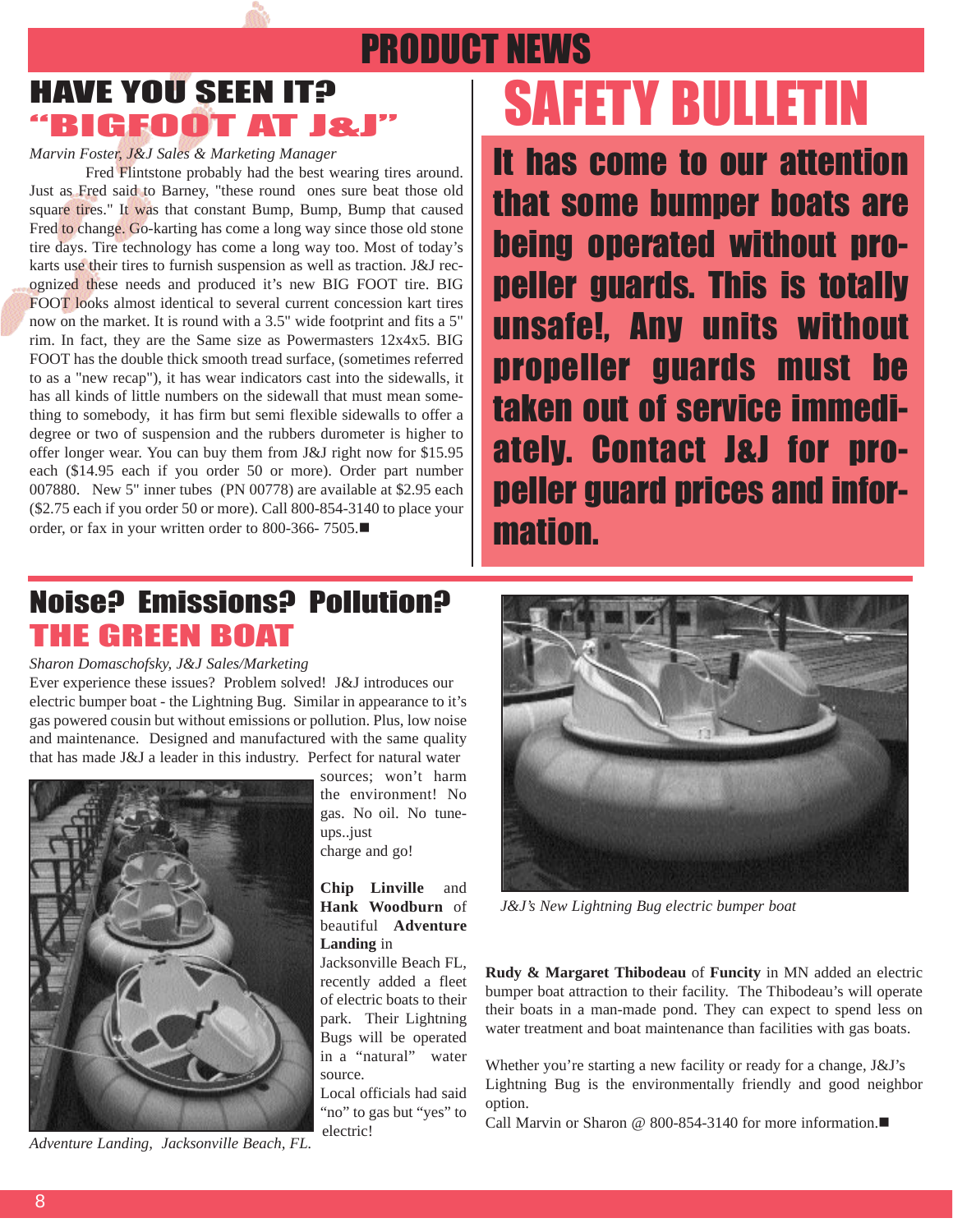# PRODUCT NEWS

## HAVE YOU SEEN IT?
## "BIGFOOT AT J&J"

*Marvin Foster, J&J Sales & Marketing Manager*

Fred Flintstone probably had the best wearing tires around. Just as Fred said to Barney, "these round ones sure beat those old square tires." It was that constant Bump, Bump, Bump that caused Fred to change. Go-karting has come a long way since those old stone tire days. Tire technology has come a long way too. Most of today's karts use their tires to furnish suspension as well as traction. J&J recognized these needs and produced it's new BIG FOOT tire. BIG FOOT looks almost identical to several current concession kart tires now on the market. It is round with a 3.5" wide footprint and fits a 5" rim. In fact, they are the Same size as Powermasters 12x4x5. BIG FOOT has the double thick smooth tread surface, (sometimes referred to as a "new recap"), it has wear indicators cast into the sidewalls, it has all kinds of little numbers on the sidewall that must mean something to somebody, it has firm but semi flexible sidewalls to offer a degree or two of suspension and the rubbers durometer is higher to offer longer wear. You can buy them from J&J right now for $15.95 each ($14.95 each if you order 50 or more). Order part number 007880. New 5" inner tubes (PN 00778) are available at $2.95 each ($2.75 each if you order 50 or more). Call 800-854-3140 to place your order, or fax in your written order to 800-366- 7505.■

## SAFETY BULLETIN

**It has come to our attention that some bumper boats are being operated without propeller guards. This is totally unsafe!, Any units without propeller guards must be taken out of service immediately. Contact J&J for propeller guard prices and information.**

## Noise? Emissions? Pollution?
## THE GREEN BOAT

*Sharon Domaschofsky, J&J Sales/Marketing*

Ever experience these issues? Problem solved! J&J introduces our electric bumper boat - the Lightning Bug. Similar in appearance to it's gas powered cousin but without emissions or pollution. Plus, low noise and maintenance. Designed and manufactured with the same quality that has made J&J a leader in this industry. Perfect for natural water sources; won't harm the environment! No gas. No oil. No tune-ups..just charge and go!

*Adventure Landing, Jacksonville Beach, FL.*

**Chip Linville** and **Hank Woodburn** of beautiful **Adventure Landing** in Jacksonville Beach FL, recently added a fleet of electric boats to their park. Their Lightning Bugs will be operated in a "natural" water source. Local officials had said "no" to gas but "yes" to electric!

*J&J's New Lightning Bug electric bumper boat*

**Rudy & Margaret Thibodeau** of **Funcity** in MN added an electric bumper boat attraction to their facility. The Thibodeau's will operate their boats in a man-made pond. They can expect to spend less on water treatment and boat maintenance than facilities with gas boats.

Whether you're starting a new facility or ready for a change, J&J's Lightning Bug is the environmentally friendly and good neighbor option.
Call Marvin or Sharon @ 800-854-3140 for more information.■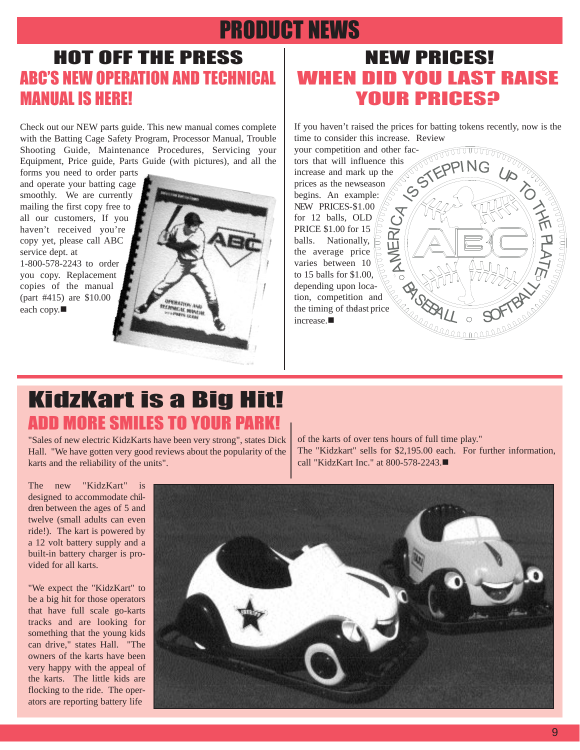# PRODUCT NEWS

## HOT OFF THE PRESS

### ABC'S NEW OPERATION AND TECHNICAL MANUAL IS HERE!

Check out our NEW parts guide. This new manual comes complete with the Batting Cage Safety Program, Processor Manual, Trouble Shooting Guide, Maintenance Procedures, Servicing your Equipment, Price guide, Parts Guide (with pictures), and all the forms you need to order parts and operate your batting cage smoothly. We are currently mailing the first copy free to all our customers, If you haven't received you're copy yet, please call ABC service dept. at 1-800-578-2243 to order you copy. Replacement copies of the manual (part #415) are $10.00 each copy.■

## NEW PRICES!

### WHEN DID YOU LAST RAISE YOUR PRICES?

If you haven't raised the prices for batting tokens recently, now is the time to consider this increase. Review your competition and other factors that will influence this increase and mark up the prices as the newseason begins. An example: NEW PRICES-$1.00 for 12 balls, OLD PRICE $1.00 for 15 balls. Nationally, the average price varies between 10 to 15 balls for $1.00, depending upon location, competition and the timing of thelast price increase.■

## KidzKart is a Big Hit!

### ADD MORE SMILES TO YOUR PARK!

"Sales of new electric KidzKarts have been very strong", states Dick Hall. "We have gotten very good reviews about the popularity of the karts and the reliability of the units".

The new "KidzKart" is designed to accommodate children between the ages of 5 and twelve (small adults can even ride!). The kart is powered by a 12 volt battery supply and a built-in battery charger is provided for all karts.

"We expect the "KidzKart" to be a big hit for those operators that have full scale go-karts tracks and are looking for something that the young kids can drive," states Hall. "The owners of the karts have been very happy with the appeal of the karts. The little kids are flocking to the ride. The operators are reporting battery life of the karts of over tens hours of full time play."

The "Kidzkart" sells for $2,195.00 each. For further information, call "KidzKart Inc." at 800-578-2243.■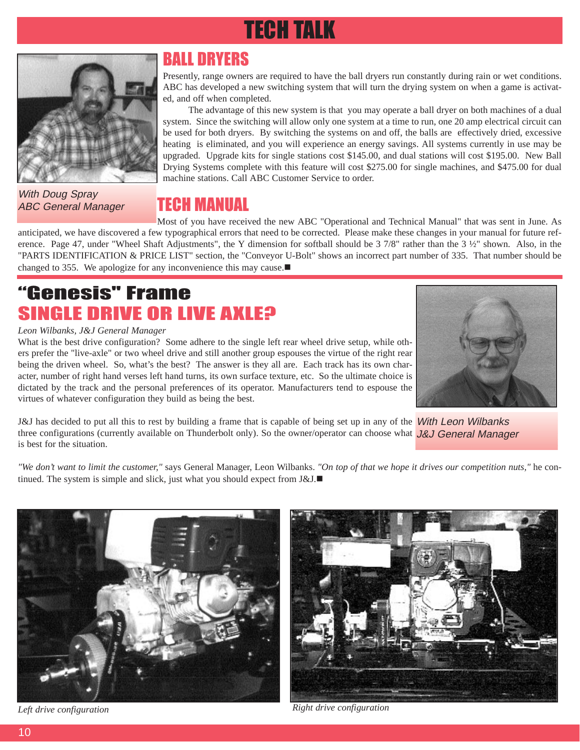# TECH TALK

## BALL DRYERS

*With Doug Spray*
*ABC General Manager*

Presently, range owners are required to have the ball dryers run constantly during rain or wet conditions. ABC has developed a new switching system that will turn the drying system on when a game is activated, and off when completed.

The advantage of this new system is that you may operate a ball dryer on both machines of a dual system. Since the switching will allow only one system at a time to run, one 20 amp electrical circuit can be used for both dryers. By switching the systems on and off, the balls are effectively dried, excessive heating is eliminated, and you will experience an energy savings. All systems currently in use may be upgraded. Upgrade kits for single stations cost $145.00, and dual stations will cost $195.00. New Ball Drying Systems complete with this feature will cost $275.00 for single machines, and $475.00 for dual machine stations. Call ABC Customer Service to order.

## TECH MANUAL

Most of you have received the new ABC "Operational and Technical Manual" that was sent in June. As anticipated, we have discovered a few typographical errors that need to be corrected. Please make these changes in your manual for future reference. Page 47, under "Wheel Shaft Adjustments", the Y dimension for softball should be 3 7/8" rather than the 3 ½" shown. Also, in the "PARTS IDENTIFICATION & PRICE LIST" section, the "Conveyor U-Bolt" shows an incorrect part number of 335. That number should be changed to 355. We apologize for any inconvenience this may cause.■

## "Genesis" Frame
## SINGLE DRIVE OR LIVE AXLE?

*Leon Wilbanks, J&J General Manager*

What is the best drive configuration? Some adhere to the single left rear wheel drive setup, while others prefer the "live-axle" or two wheel drive and still another group espouses the virtue of the right rear being the driven wheel. So, what's the best? The answer is they all are. Each track has its own character, number of right hand verses left hand turns, its own surface texture, etc. So the ultimate choice is dictated by the track and the personal preferences of its operator. Manufacturers tend to espouse the virtues of whatever configuration they build as being the best.

*With Leon Wilbanks*
*J&J General Manager*

J&J has decided to put all this to rest by building a frame that is capable of being set up in any of the three configurations (currently available on Thunderbolt only). So the owner/operator can choose what is best for the situation.

*"We don't want to limit the customer,"* says General Manager, Leon Wilbanks. *"On top of that we hope it drives our competition nuts,"* he continued. The system is simple and slick, just what you should expect from J&J.■

*Left drive configuration*

*Right drive configuration*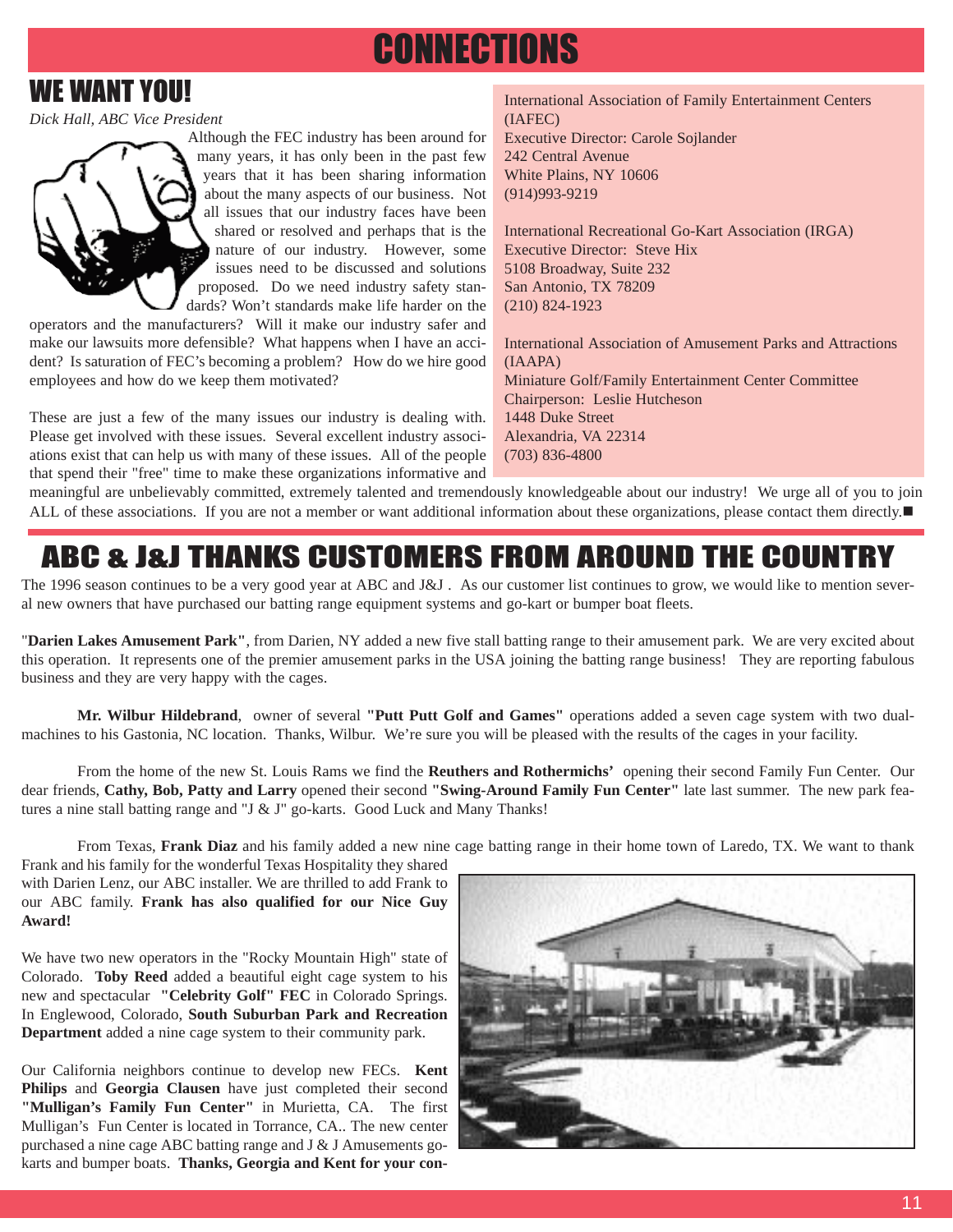# CONNECTIONS

## WE WANT YOU!

*Dick Hall, ABC Vice President*

Although the FEC industry has been around for many years, it has only been in the past few years that it has been sharing information about the many aspects of our business. Not all issues that our industry faces have been shared or resolved and perhaps that is the nature of our industry. However, some issues need to be discussed and solutions proposed. Do we need industry safety standards? Won't standards make life harder on the operators and the manufacturers? Will it make our industry safer and make our lawsuits more defensible? What happens when I have an accident? Is saturation of FEC's becoming a problem? How do we hire good employees and how do we keep them motivated?

These are just a few of the many issues our industry is dealing with. Please get involved with these issues. Several excellent industry associations exist that can help us with many of these issues. All of the people that spend their "free" time to make these organizations informative and meaningful are unbelievably committed, extremely talented and tremendously knowledgeable about our industry! We urge all of you to join ALL of these associations. If you are not a member or want additional information about these organizations, please contact them directly.■

International Association of Family Entertainment Centers (IAFEC)
Executive Director: Carole Sojlander
242 Central Avenue
White Plains, NY 10606
(914)993-9219

International Recreational Go-Kart Association (IRGA)
Executive Director: Steve Hix
5108 Broadway, Suite 232
San Antonio, TX 78209
(210) 824-1923

International Association of Amusement Parks and Attractions (IAAPA)
Miniature Golf/Family Entertainment Center Committee
Chairperson: Leslie Hutcheson
1448 Duke Street
Alexandria, VA 22314
(703) 836-4800

## ABC & J&J THANKS CUSTOMERS FROM AROUND THE COUNTRY

The 1996 season continues to be a very good year at ABC and J&J . As our customer list continues to grow, we would like to mention several new owners that have purchased our batting range equipment systems and go-kart or bumper boat fleets.

"**Darien Lakes Amusement Park"**, from Darien, NY added a new five stall batting range to their amusement park. We are very excited about this operation. It represents one of the premier amusement parks in the USA joining the batting range business! They are reporting fabulous business and they are very happy with the cages.

**Mr. Wilbur Hildebrand**, owner of several **"Putt Putt Golf and Games"** operations added a seven cage system with two dual-machines to his Gastonia, NC location. Thanks, Wilbur. We're sure you will be pleased with the results of the cages in your facility.

From the home of the new St. Louis Rams we find the **Reuthers and Rothermichs'** opening their second Family Fun Center. Our dear friends, **Cathy, Bob, Patty and Larry** opened their second **"Swing-Around Family Fun Center"** late last summer. The new park features a nine stall batting range and "J & J" go-karts. Good Luck and Many Thanks!

From Texas, **Frank Diaz** and his family added a new nine cage batting range in their home town of Laredo, TX. We want to thank Frank and his family for the wonderful Texas Hospitality they shared with Darien Lenz, our ABC installer. We are thrilled to add Frank to our ABC family. **Frank has also qualified for our Nice Guy Award!**

We have two new operators in the "Rocky Mountain High" state of Colorado. **Toby Reed** added a beautiful eight cage system to his new and spectacular **"Celebrity Golf" FEC** in Colorado Springs. In Englewood, Colorado, **South Suburban Park and Recreation Department** added a nine cage system to their community park.

Our California neighbors continue to develop new FECs. **Kent Philips** and **Georgia Clausen** have just completed their second **"Mulligan's Family Fun Center"** in Murietta, CA. The first Mulligan's Fun Center is located in Torrance, CA.. The new center purchased a nine cage ABC batting range and J & J Amusements go-karts and bumper boats. **Thanks, Georgia and Kent for your con-**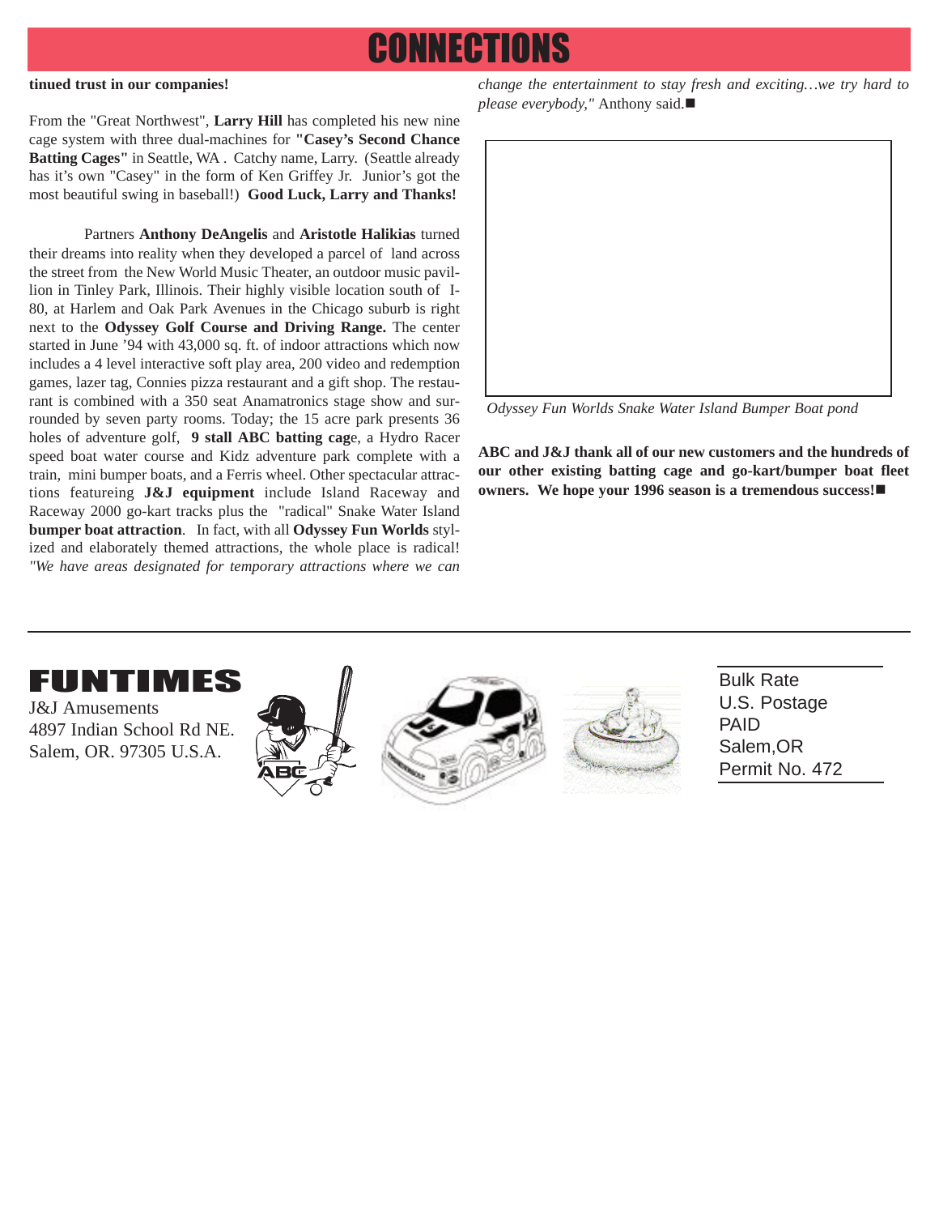tinued trust in our companies!**

From the "Great Northwest", **Larry Hill** has completed his new nine cage system with three dual-machines for **"Casey's Second Chance Batting Cages"** in Seattle, WA . Catchy name, Larry. (Seattle already has it's own "Casey" in the form of Ken Griffey Jr. Junior's got the most beautiful swing in baseball!) **Good Luck, Larry and Thanks!**

Partners **Anthony DeAngelis** and **Aristotle Halikias** turned their dreams into reality when they developed a parcel of land across the street from the New World Music Theater, an outdoor music pavillion in Tinley Park, Illinois. Their highly visible location south of I-80, at Harlem and Oak Park Avenues in the Chicago suburb is right next to the **Odyssey Golf Course and Driving Range.** The center started in June '94 with 43,000 sq. ft. of indoor attractions which now includes a 4 level interactive soft play area, 200 video and redemption games, lazer tag, Connies pizza restaurant and a gift shop. The restaurant is combined with a 350 seat Anamatronics stage show and surrounded by seven party rooms. Today; the 15 acre park presents 36 holes of adventure golf, **9 stall ABC batting cag**e, a Hydro Racer speed boat water course and Kidz adventure park complete with a train, mini bumper boats, and a Ferris wheel. Other spectacular attractions featureing **J&J equipment** include Island Raceway and Raceway 2000 go-kart tracks plus the "radical" Snake Water Island **bumper boat attraction**. In fact, with all **Odyssey Fun Worlds** stylized and elaborately themed attractions, the whole place is radical! *"We have areas designated for temporary attractions where we can change the entertainment to stay fresh and exciting…we try hard to please everybody,"* Anthony said.■

*Odyssey Fun Worlds Snake Water Island Bumper Boat pond*

**ABC and J&J thank all of our new customers and the hundreds of our other existing batting cage and go-kart/bumper boat fleet owners. We hope your 1996 season is a tremendous success!**■

---

**FUNTIMES**

J&J Amusements
4897 Indian School Rd NE.
Salem, OR. 97305 U.S.A.

Bulk Rate
U.S. Postage
PAID
Salem,OR
Permit No. 472